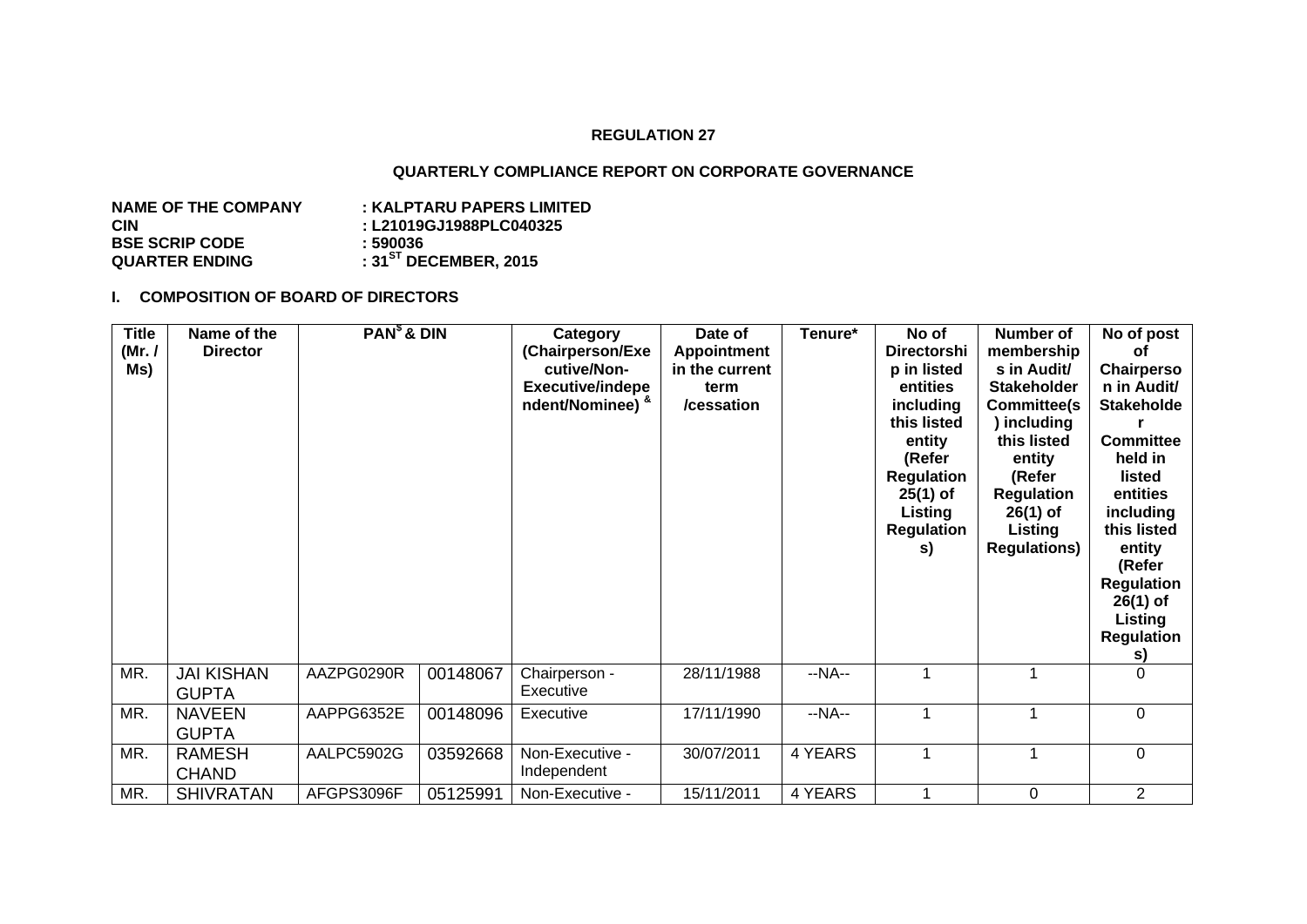**REGULATION 27**

**QUARTERLY COMPLIANCE REPORT ON CORPORATE GOVERNANCE**

**NAME OF THE COMPANY : KALPTARU PAPERS LIMITED**
**CIN : L21019GJ1988PLC040325**
**BSE SCRIP CODE : 590036**
**QUARTER ENDING : 31[ST] DECEMBER, 2015**

## I. COMPOSITION OF BOARD OF DIRECTORS

| Title (Mr. / Ms) | Name of the Director | PAN[$] & DIN | | Category (Chairperson/Executive/Non-Executive/independent/Nominee) [&] | Date of Appointment in the current term /cessation | Tenure* | No of Directorship in listed entities including this listed entity (Refer Regulation 25(1) of Listing Regulations) | Number of memberships in Audit/ Stakeholder Committee(s) including this listed entity (Refer Regulation 26(1) of Listing Regulations) | No of post of Chairperson in Audit/ Stakeholder Committee held in listed entities including this listed entity (Refer Regulation 26(1) of Listing Regulations) |
|---|---|---|---|---|---|---|---|---|---|
| MR. | JAI KISHAN GUPTA | AAZPG0290R | 00148067 | Chairperson - Executive | 28/11/1988 | --NA-- | 1 | 1 | 0 |
| MR. | NAVEEN GUPTA | AAPPG6352E | 00148096 | Executive | 17/11/1990 | --NA-- | 1 | 1 | 0 |
| MR. | RAMESH CHAND | AALPC5902G | 03592668 | Non-Executive - Independent | 30/07/2011 | 4 YEARS | 1 | 1 | 0 |
| MR. | SHIVRATAN | AFGPS3096F | 05125991 | Non-Executive - | 15/11/2011 | 4 YEARS | 1 | 0 | 2 |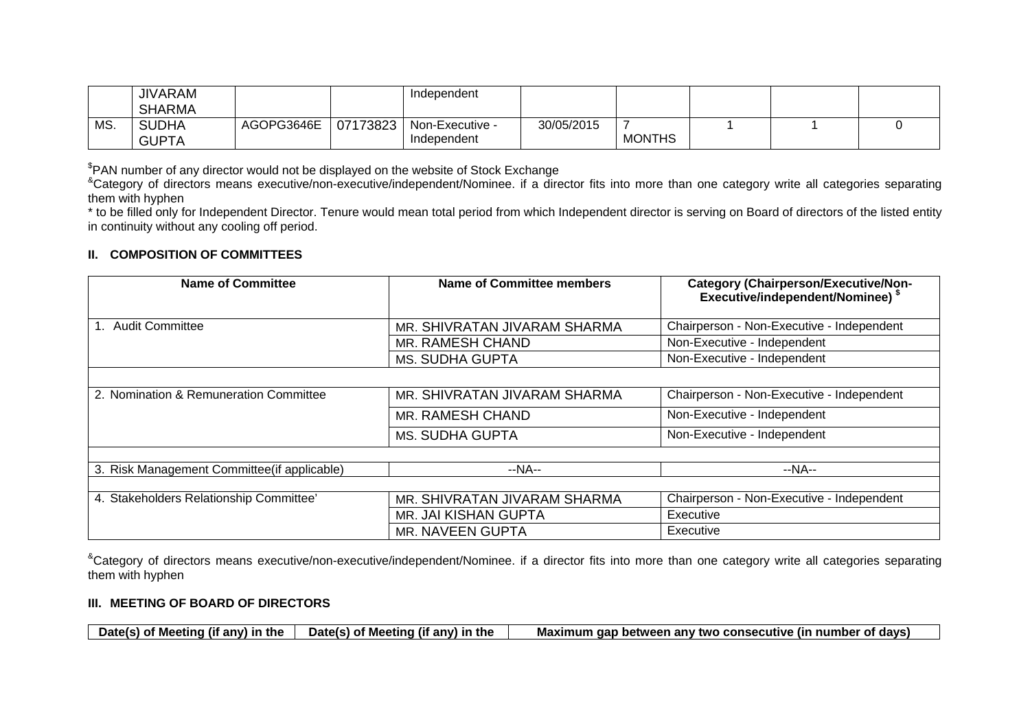|  | JIVARAM SHARMA |  |  | Independent |  |  |  |  |  |
|---|---|---|---|---|---|---|---|---|---|
| MS. | SUDHA GUPTA | AGOPG3646E | 07173823 | Non-Executive - Independent | 30/05/2015 | 7 MONTHS | 1 | 1 | 0 |

$PAN number of any director would not be displayed on the website of Stock Exchange

&Category of directors means executive/non-executive/independent/Nominee. if a director fits into more than one category write all categories separating them with hyphen

\* to be filled only for Independent Director. Tenure would mean total period from which Independent director is serving on Board of directors of the listed entity in continuity without any cooling off period.

### II. COMPOSITION OF COMMITTEES

| Name of Committee | Name of Committee members | Category (Chairperson/Executive/Non-Executive/independent/Nominee) $ |
|---|---|---|
| 1. Audit Committee | MR. SHIVRATAN JIVARAM SHARMA | Chairperson - Non-Executive - Independent |
|  | MR. RAMESH CHAND | Non-Executive - Independent |
|  | MS. SUDHA GUPTA | Non-Executive - Independent |
|  |  |  |
| 2. Nomination & Remuneration Committee | MR. SHIVRATAN JIVARAM SHARMA | Chairperson - Non-Executive - Independent |
|  | MR. RAMESH CHAND | Non-Executive - Independent |
|  | MS. SUDHA GUPTA | Non-Executive - Independent |
|  |  |  |
| 3. Risk Management Committee(if applicable) | --NA-- | --NA-- |
|  |  |  |
| 4. Stakeholders Relationship Committee' | MR. SHIVRATAN JIVARAM SHARMA | Chairperson - Non-Executive - Independent |
|  | MR. JAI KISHAN GUPTA | Executive |
|  | MR. NAVEEN GUPTA | Executive |

&Category of directors means executive/non-executive/independent/Nominee. if a director fits into more than one category write all categories separating them with hyphen

### III. MEETING OF BOARD OF DIRECTORS

| Date(s) of Meeting (if any) in the | Date(s) of Meeting (if any) in the | Maximum gap between any two consecutive (in number of days) |
|---|---|---|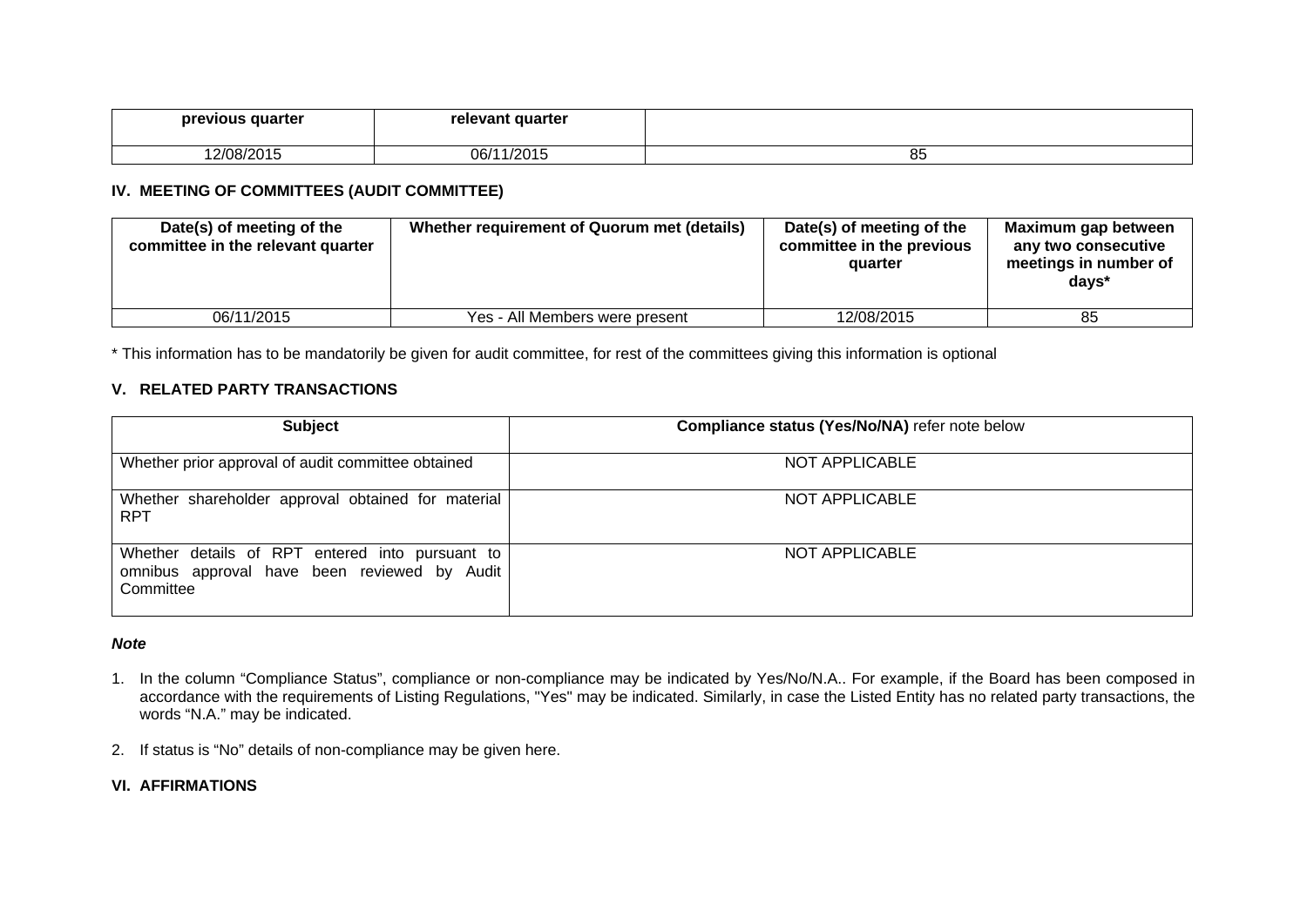| previous quarter | relevant quarter | |
|---|---|---|
| 12/08/2015 | 06/11/2015 | 85 |

## IV. MEETING OF COMMITTEES (AUDIT COMMITTEE)

| Date(s) of meeting of the committee in the relevant quarter | Whether requirement of Quorum met (details) | Date(s) of meeting of the committee in the previous quarter | Maximum gap between any two consecutive meetings in number of days* |
|---|---|---|---|
| 06/11/2015 | Yes - All Members were present | 12/08/2015 | 85 |

* This information has to be mandatorily be given for audit committee, for rest of the committees giving this information is optional

## V. RELATED PARTY TRANSACTIONS

| Subject | **Compliance status (Yes/No/NA)** refer note below |
|---|---|
| Whether prior approval of audit committee obtained | NOT APPLICABLE |
| Whether shareholder approval obtained for material RPT | NOT APPLICABLE |
| Whether details of RPT entered into pursuant to omnibus approval have been reviewed by Audit Committee | NOT APPLICABLE |

***Note***

1. In the column "Compliance Status", compliance or non-compliance may be indicated by Yes/No/N.A.. For example, if the Board has been composed in accordance with the requirements of Listing Regulations, "Yes" may be indicated. Similarly, in case the Listed Entity has no related party transactions, the words "N.A." may be indicated.

2. If status is "No" details of non-compliance may be given here.

## VI. AFFIRMATIONS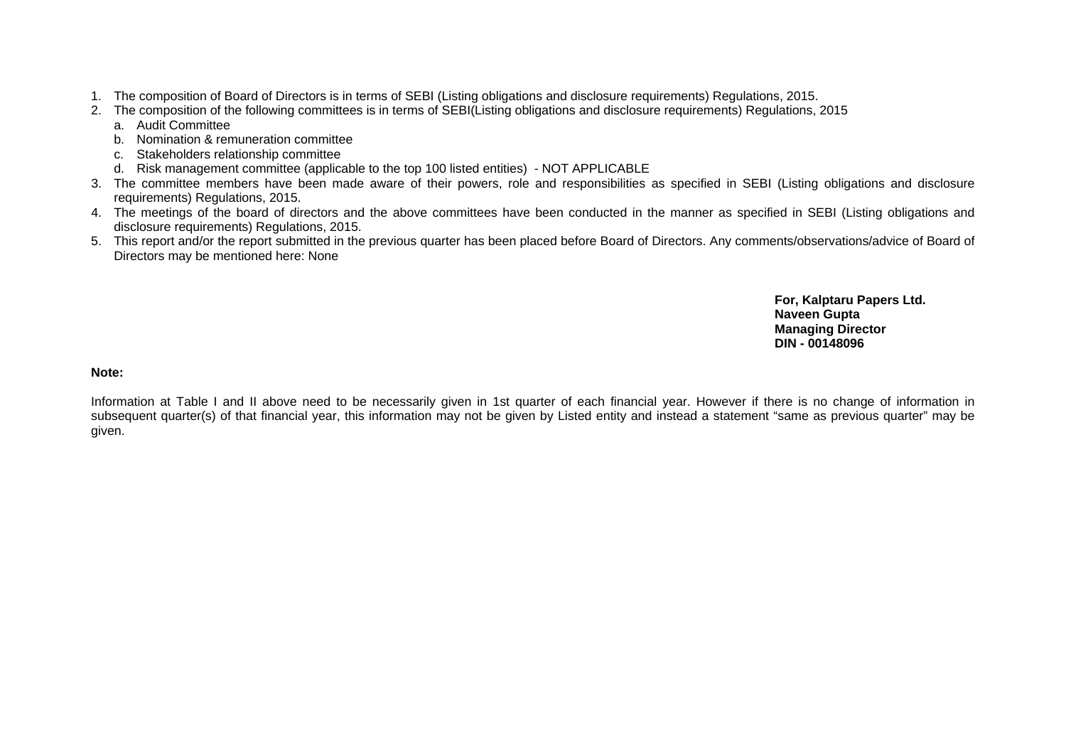1. The composition of Board of Directors is in terms of SEBI (Listing obligations and disclosure requirements) Regulations, 2015.
2. The composition of the following committees is in terms of SEBI(Listing obligations and disclosure requirements) Regulations, 2015
   a. Audit Committee
   b. Nomination & remuneration committee
   c. Stakeholders relationship committee
   d. Risk management committee (applicable to the top 100 listed entities) - NOT APPLICABLE
3. The committee members have been made aware of their powers, role and responsibilities as specified in SEBI (Listing obligations and disclosure requirements) Regulations, 2015.
4. The meetings of the board of directors and the above committees have been conducted in the manner as specified in SEBI (Listing obligations and disclosure requirements) Regulations, 2015.
5. This report and/or the report submitted in the previous quarter has been placed before Board of Directors. Any comments/observations/advice of Board of Directors may be mentioned here: None

**For, Kalptaru Papers Ltd.**
**Naveen Gupta**
**Managing Director**
**DIN - 00148096**

**Note:**

Information at Table I and II above need to be necessarily given in 1st quarter of each financial year. However if there is no change of information in subsequent quarter(s) of that financial year, this information may not be given by Listed entity and instead a statement "same as previous quarter" may be given.